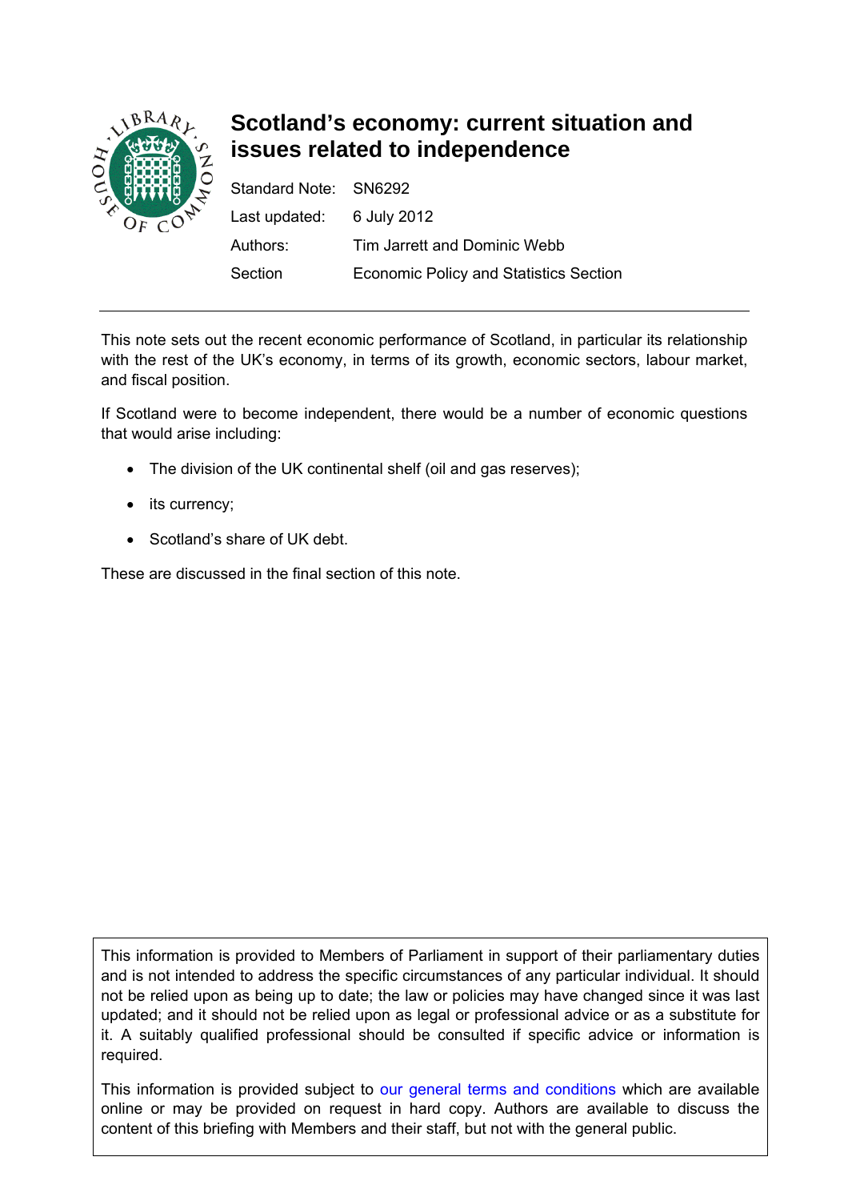# Scotland's economy: current situation and issues related to independence

| | |
|---|---|
| Standard Note: | SN6292 |
| Last updated: | 6 July 2012 |
| Authors: | Tim Jarrett and Dominic Webb |
| Section | Economic Policy and Statistics Section |

This note sets out the recent economic performance of Scotland, in particular its relationship with the rest of the UK's economy, in terms of its growth, economic sectors, labour market, and fiscal position.

If Scotland were to become independent, there would be a number of economic questions that would arise including:

- The division of the UK continental shelf (oil and gas reserves);
- its currency;
- Scotland's share of UK debt.

These are discussed in the final section of this note.

This information is provided to Members of Parliament in support of their parliamentary duties and is not intended to address the specific circumstances of any particular individual. It should not be relied upon as being up to date; the law or policies may have changed since it was last updated; and it should not be relied upon as legal or professional advice or as a substitute for it. A suitably qualified professional should be consulted if specific advice or information is required.

This information is provided subject to our general terms and conditions which are available online or may be provided on request in hard copy. Authors are available to discuss the content of this briefing with Members and their staff, but not with the general public.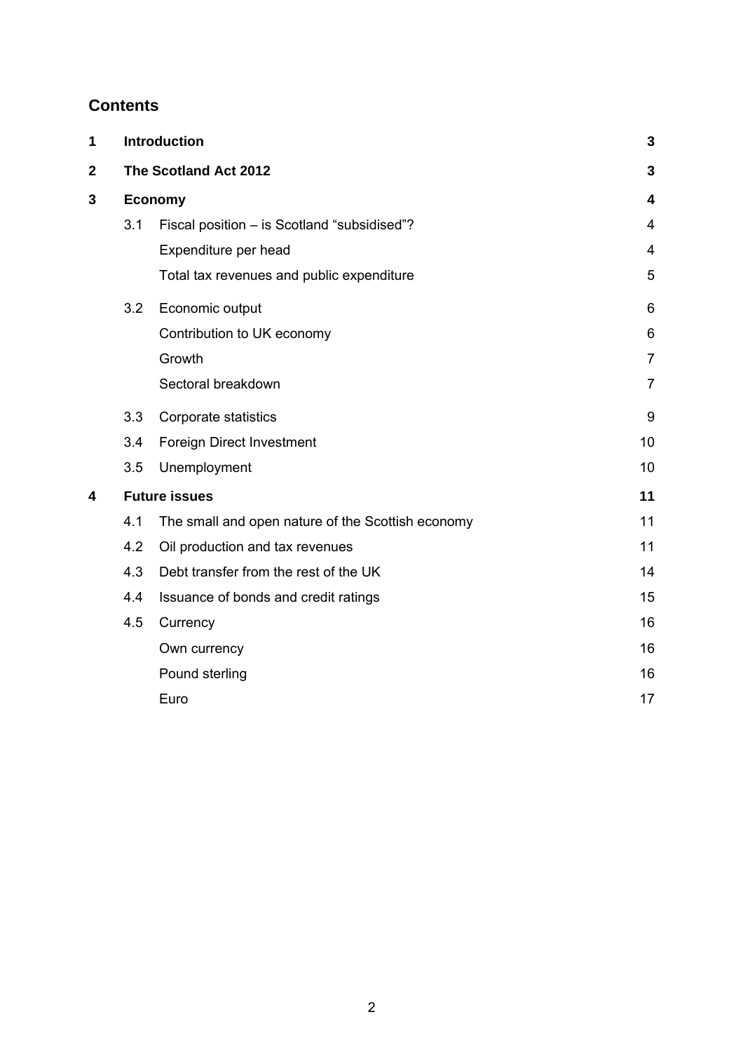## Contents

| | | | |
|---|---|---|---|
| **1** | **Introduction** | | **3** |
| **2** | **The Scotland Act 2012** | | **3** |
| **3** | **Economy** | | **4** |
| | 3.1 | Fiscal position – is Scotland "subsidised"? | 4 |
| | | Expenditure per head | 4 |
| | | Total tax revenues and public expenditure | 5 |
| | 3.2 | Economic output | 6 |
| | | Contribution to UK economy | 6 |
| | | Growth | 7 |
| | | Sectoral breakdown | 7 |
| | 3.3 | Corporate statistics | 9 |
| | 3.4 | Foreign Direct Investment | 10 |
| | 3.5 | Unemployment | 10 |
| **4** | **Future issues** | | **11** |
| | 4.1 | The small and open nature of the Scottish economy | 11 |
| | 4.2 | Oil production and tax revenues | 11 |
| | 4.3 | Debt transfer from the rest of the UK | 14 |
| | 4.4 | Issuance of bonds and credit ratings | 15 |
| | 4.5 | Currency | 16 |
| | | Own currency | 16 |
| | | Pound sterling | 16 |
| | | Euro | 17 |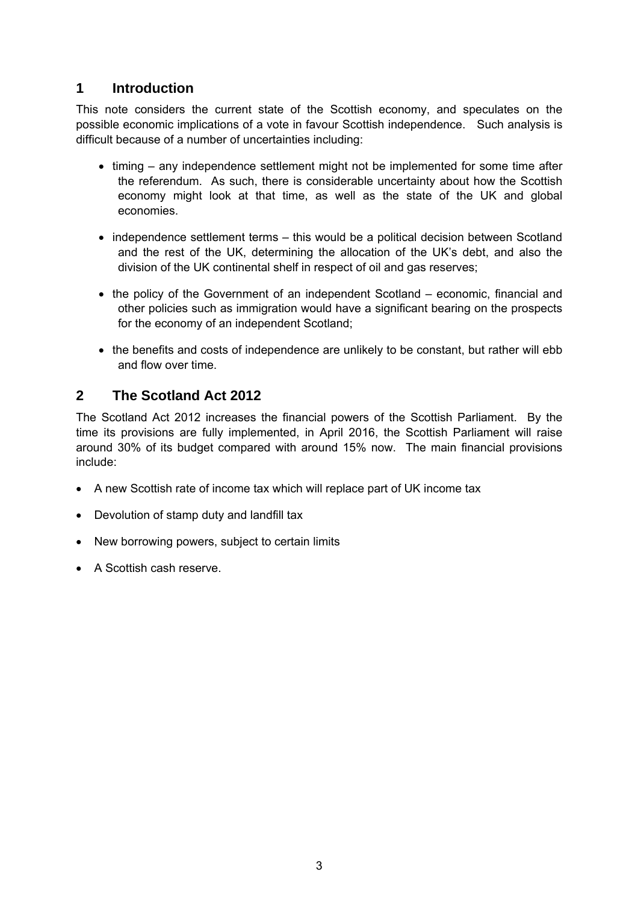## 1 Introduction

This note considers the current state of the Scottish economy, and speculates on the possible economic implications of a vote in favour Scottish independence. Such analysis is difficult because of a number of uncertainties including:

- timing – any independence settlement might not be implemented for some time after the referendum. As such, there is considerable uncertainty about how the Scottish economy might look at that time, as well as the state of the UK and global economies.
- independence settlement terms – this would be a political decision between Scotland and the rest of the UK, determining the allocation of the UK's debt, and also the division of the UK continental shelf in respect of oil and gas reserves;
- the policy of the Government of an independent Scotland – economic, financial and other policies such as immigration would have a significant bearing on the prospects for the economy of an independent Scotland;
- the benefits and costs of independence are unlikely to be constant, but rather will ebb and flow over time.

## 2 The Scotland Act 2012

The Scotland Act 2012 increases the financial powers of the Scottish Parliament. By the time its provisions are fully implemented, in April 2016, the Scottish Parliament will raise around 30% of its budget compared with around 15% now. The main financial provisions include:

- A new Scottish rate of income tax which will replace part of UK income tax
- Devolution of stamp duty and landfill tax
- New borrowing powers, subject to certain limits
- A Scottish cash reserve.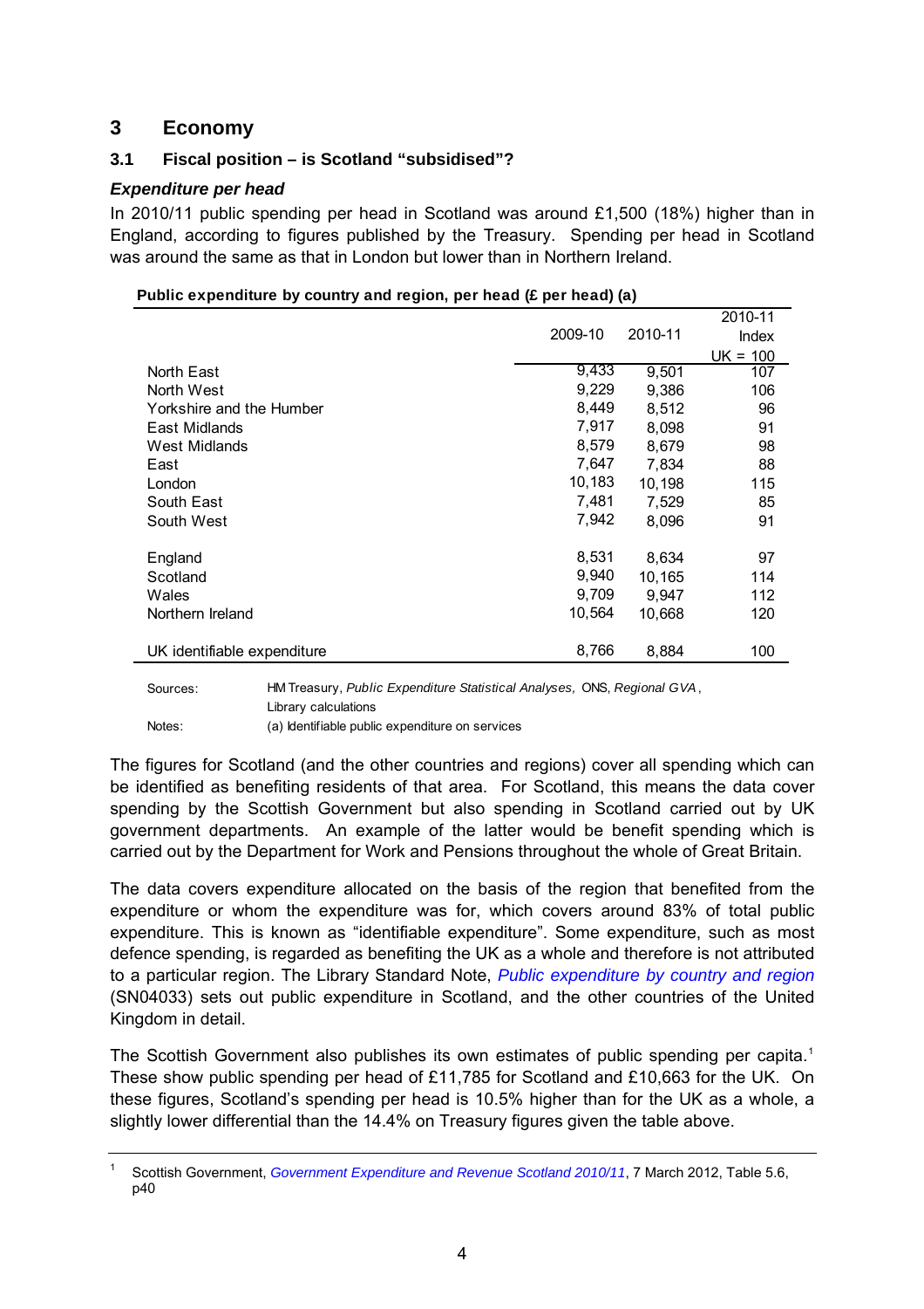## 3 Economy

### 3.1 Fiscal position – is Scotland "subsidised"?

#### *Expenditure per head*

In 2010/11 public spending per head in Scotland was around £1,500 (18%) higher than in England, according to figures published by the Treasury. Spending per head in Scotland was around the same as that in London but lower than in Northern Ireland.

**Public expenditure by country and region, per head (£ per head) (a)**

| | 2009-10 | 2010-11 | 2010-11 Index UK = 100 |
|---|---|---|---|
| North East | 9,433 | 9,501 | 107 |
| North West | 9,229 | 9,386 | 106 |
| Yorkshire and the Humber | 8,449 | 8,512 | 96 |
| East Midlands | 7,917 | 8,098 | 91 |
| West Midlands | 8,579 | 8,679 | 98 |
| East | 7,647 | 7,834 | 88 |
| London | 10,183 | 10,198 | 115 |
| South East | 7,481 | 7,529 | 85 |
| South West | 7,942 | 8,096 | 91 |
| | | | |
| England | 8,531 | 8,634 | 97 |
| Scotland | 9,940 | 10,165 | 114 |
| Wales | 9,709 | 9,947 | 112 |
| Northern Ireland | 10,564 | 10,668 | 120 |
| | | | |
| UK identifiable expenditure | 8,766 | 8,884 | 100 |

Sources: HM Treasury, *Public Expenditure Statistical Analyses,* ONS, *Regional GVA*, Library calculations

Notes: (a) Identifiable public expenditure on services

The figures for Scotland (and the other countries and regions) cover all spending which can be identified as benefiting residents of that area. For Scotland, this means the data cover spending by the Scottish Government but also spending in Scotland carried out by UK government departments. An example of the latter would be benefit spending which is carried out by the Department for Work and Pensions throughout the whole of Great Britain.

The data covers expenditure allocated on the basis of the region that benefited from the expenditure or whom the expenditure was for, which covers around 83% of total public expenditure. This is known as "identifiable expenditure". Some expenditure, such as most defence spending, is regarded as benefiting the UK as a whole and therefore is not attributed to a particular region. The Library Standard Note, *Public expenditure by country and region* (SN04033) sets out public expenditure in Scotland, and the other countries of the United Kingdom in detail.

The Scottish Government also publishes its own estimates of public spending per capita.[1] These show public spending per head of £11,785 for Scotland and £10,663 for the UK. On these figures, Scotland's spending per head is 10.5% higher than for the UK as a whole, a slightly lower differential than the 14.4% on Treasury figures given the table above.

[1] Scottish Government, *Government Expenditure and Revenue Scotland 2010/11*, 7 March 2012, Table 5.6, p40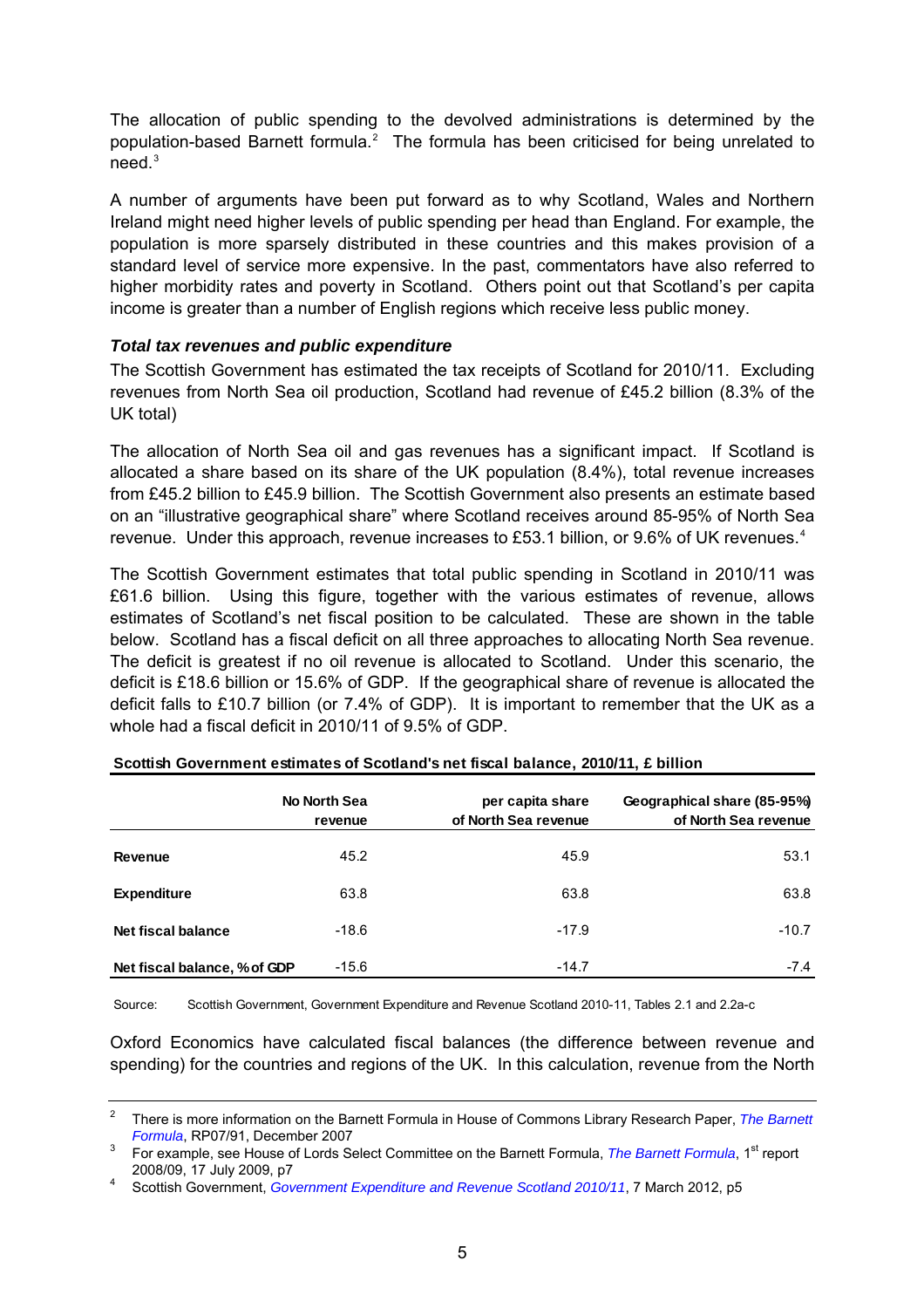The allocation of public spending to the devolved administrations is determined by the population-based Barnett formula.[2] The formula has been criticised for being unrelated to need.[3]

A number of arguments have been put forward as to why Scotland, Wales and Northern Ireland might need higher levels of public spending per head than England. For example, the population is more sparsely distributed in these countries and this makes provision of a standard level of service more expensive. In the past, commentators have also referred to higher morbidity rates and poverty in Scotland. Others point out that Scotland's per capita income is greater than a number of English regions which receive less public money.

### *Total tax revenues and public expenditure*

The Scottish Government has estimated the tax receipts of Scotland for 2010/11. Excluding revenues from North Sea oil production, Scotland had revenue of £45.2 billion (8.3% of the UK total)

The allocation of North Sea oil and gas revenues has a significant impact. If Scotland is allocated a share based on its share of the UK population (8.4%), total revenue increases from £45.2 billion to £45.9 billion. The Scottish Government also presents an estimate based on an "illustrative geographical share" where Scotland receives around 85-95% of North Sea revenue. Under this approach, revenue increases to £53.1 billion, or 9.6% of UK revenues.[4]

The Scottish Government estimates that total public spending in Scotland in 2010/11 was £61.6 billion. Using this figure, together with the various estimates of revenue, allows estimates of Scotland's net fiscal position to be calculated. These are shown in the table below. Scotland has a fiscal deficit on all three approaches to allocating North Sea revenue. The deficit is greatest if no oil revenue is allocated to Scotland. Under this scenario, the deficit is £18.6 billion or 15.6% of GDP. If the geographical share of revenue is allocated the deficit falls to £10.7 billion (or 7.4% of GDP). It is important to remember that the UK as a whole had a fiscal deficit in 2010/11 of 9.5% of GDP.

**Scottish Government estimates of Scotland's net fiscal balance, 2010/11, £ billion**

| | No North Sea revenue | per capita share of North Sea revenue | Geographical share (85-95%) of North Sea revenue |
|---|---|---|---|
| **Revenue** | 45.2 | 45.9 | 53.1 |
| **Expenditure** | 63.8 | 63.8 | 63.8 |
| **Net fiscal balance** | -18.6 | -17.9 | -10.7 |
| **Net fiscal balance, % of GDP** | -15.6 | -14.7 | -7.4 |

Source: Scottish Government, Government Expenditure and Revenue Scotland 2010-11, Tables 2.1 and 2.2a-c

Oxford Economics have calculated fiscal balances (the difference between revenue and spending) for the countries and regions of the UK. In this calculation, revenue from the North

---

[2] There is more information on the Barnett Formula in House of Commons Library Research Paper, *The Barnett Formula*, RP07/91, December 2007

[3] For example, see House of Lords Select Committee on the Barnett Formula, *The Barnett Formula*, 1st report 2008/09, 17 July 2009, p7

[4] Scottish Government, *Government Expenditure and Revenue Scotland 2010/11*, 7 March 2012, p5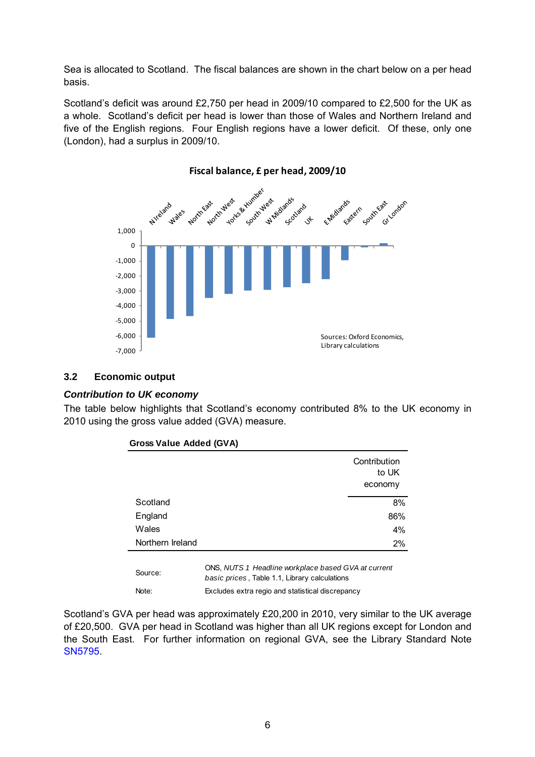Sea is allocated to Scotland. The fiscal balances are shown in the chart below on a per head basis.

Scotland's deficit was around £2,750 per head in 2009/10 compared to £2,500 for the UK as a whole. Scotland's deficit per head is lower than those of Wales and Northern Ireland and five of the English regions. Four English regions have a lower deficit. Of these, only one (London), had a surplus in 2009/10.

**Fiscal balance, £ per head, 2009/10**

Sources: Oxford Economics, Library calculations

### 3.2 Economic output

***Contribution to UK economy***

The table below highlights that Scotland's economy contributed 8% to the UK economy in 2010 using the gross value added (GVA) measure.

**Gross Value Added (GVA)**

| | Contribution to UK economy |
|---|---|
| Scotland | 8% |
| England | 86% |
| Wales | 4% |
| Northern Ireland | 2% |

Source: ONS, *NUTS 1 Headline workplace based GVA at current basic prices*, Table 1.1, Library calculations

Note: Excludes extra regio and statistical discrepancy

Scotland's GVA per head was approximately £20,200 in 2010, very similar to the UK average of £20,500. GVA per head in Scotland was higher than all UK regions except for London and the South East. For further information on regional GVA, see the Library Standard Note SN5795.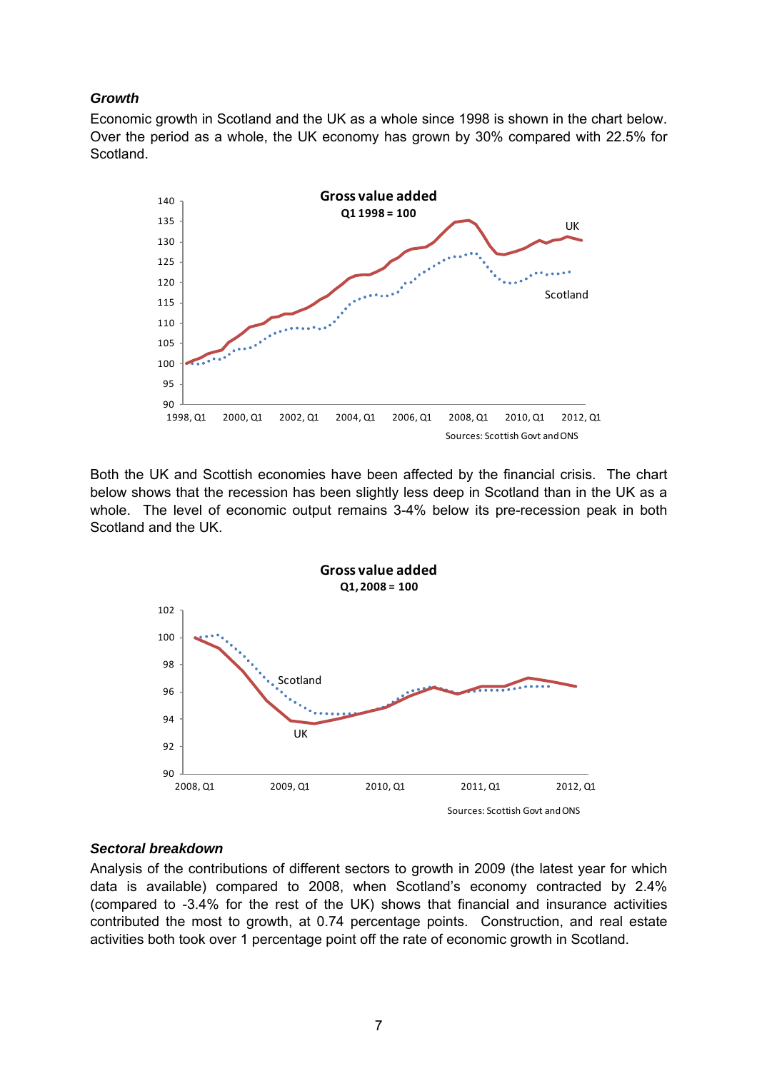### *Growth*

Economic growth in Scotland and the UK as a whole since 1998 is shown in the chart below. Over the period as a whole, the UK economy has grown by 30% compared with 22.5% for Scotland.

Both the UK and Scottish economies have been affected by the financial crisis. The chart below shows that the recession has been slightly less deep in Scotland than in the UK as a whole. The level of economic output remains 3-4% below its pre-recession peak in both Scotland and the UK.

### *Sectoral breakdown*

Analysis of the contributions of different sectors to growth in 2009 (the latest year for which data is available) compared to 2008, when Scotland's economy contracted by 2.4% (compared to -3.4% for the rest of the UK) shows that financial and insurance activities contributed the most to growth, at 0.74 percentage points. Construction, and real estate activities both took over 1 percentage point off the rate of economic growth in Scotland.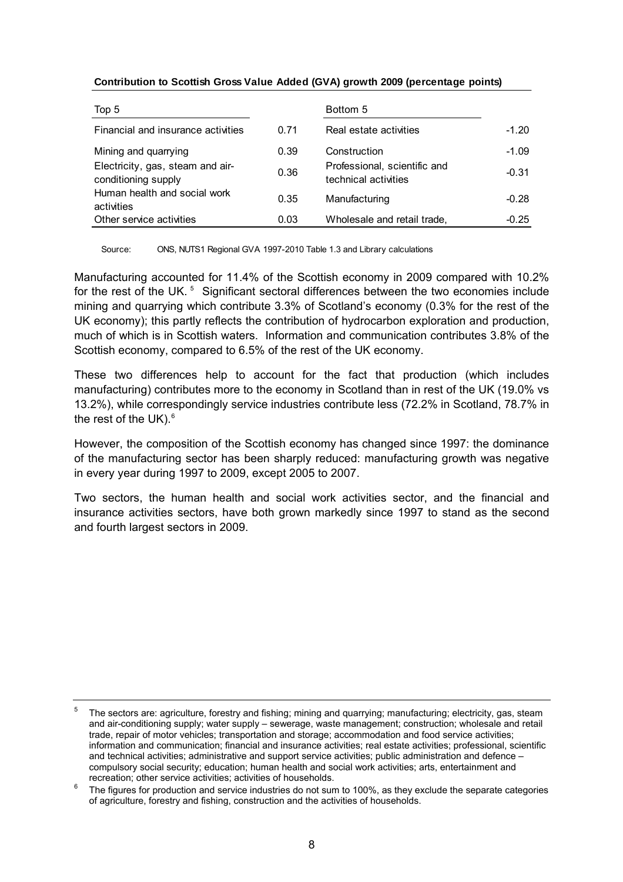**Contribution to Scottish Gross Value Added (GVA) growth 2009 (percentage points)**

| Top 5 | | Bottom 5 | |
|---|---|---|---|
| Financial and insurance activities | 0.71 | Real estate activities | -1.20 |
| Mining and quarrying | 0.39 | Construction | -1.09 |
| Electricity, gas, steam and air-conditioning supply | 0.36 | Professional, scientific and technical activities | -0.31 |
| Human health and social work activities | 0.35 | Manufacturing | -0.28 |
| Other service activities | 0.03 | Wholesale and retail trade, | -0.25 |

Source: ONS, NUTS1 Regional GVA 1997-2010 Table 1.3 and Library calculations

Manufacturing accounted for 11.4% of the Scottish economy in 2009 compared with 10.2% for the rest of the UK.[5] Significant sectoral differences between the two economies include mining and quarrying which contribute 3.3% of Scotland's economy (0.3% for the rest of the UK economy); this partly reflects the contribution of hydrocarbon exploration and production, much of which is in Scottish waters. Information and communication contributes 3.8% of the Scottish economy, compared to 6.5% of the rest of the UK economy.

These two differences help to account for the fact that production (which includes manufacturing) contributes more to the economy in Scotland than in rest of the UK (19.0% vs 13.2%), while correspondingly service industries contribute less (72.2% in Scotland, 78.7% in the rest of the UK).[6]

However, the composition of the Scottish economy has changed since 1997: the dominance of the manufacturing sector has been sharply reduced: manufacturing growth was negative in every year during 1997 to 2009, except 2005 to 2007.

Two sectors, the human health and social work activities sector, and the financial and insurance activities sectors, have both grown markedly since 1997 to stand as the second and fourth largest sectors in 2009.

---

[5] The sectors are: agriculture, forestry and fishing; mining and quarrying; manufacturing; electricity, gas, steam and air-conditioning supply; water supply – sewerage, waste management; construction; wholesale and retail trade, repair of motor vehicles; transportation and storage; accommodation and food service activities; information and communication; financial and insurance activities; real estate activities; professional, scientific and technical activities; administrative and support service activities; public administration and defence – compulsory social security; education; human health and social work activities; arts, entertainment and recreation; other service activities; activities of households.

[6] The figures for production and service industries do not sum to 100%, as they exclude the separate categories of agriculture, forestry and fishing, construction and the activities of households.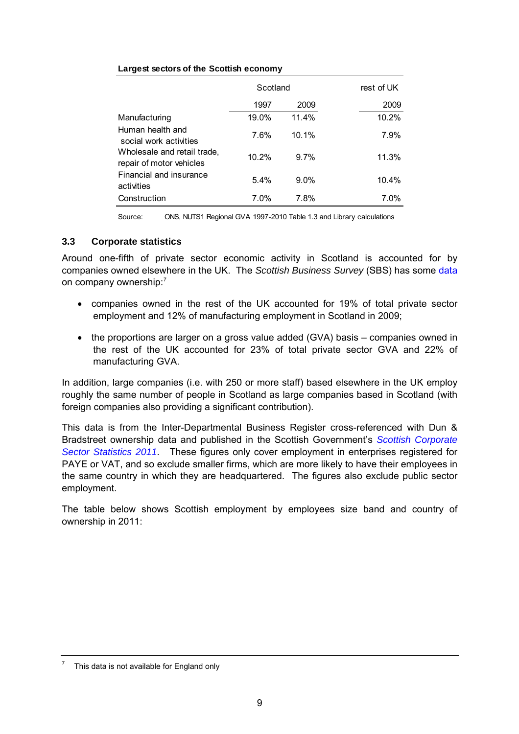**Largest sectors of the Scottish economy**

| | Scotland | | rest of UK |
|---|---|---|---|
| | 1997 | 2009 | 2009 |
| Manufacturing | 19.0% | 11.4% | 10.2% |
| Human health and social work activities | 7.6% | 10.1% | 7.9% |
| Wholesale and retail trade, repair of motor vehicles | 10.2% | 9.7% | 11.3% |
| Financial and insurance activities | 5.4% | 9.0% | 10.4% |
| Construction | 7.0% | 7.8% | 7.0% |

Source: ONS, NUTS1 Regional GVA 1997-2010 Table 1.3 and Library calculations

### 3.3 Corporate statistics

Around one-fifth of private sector economic activity in Scotland is accounted for by companies owned elsewhere in the UK. The *Scottish Business Survey* (SBS) has some data on company ownership:[7]

- companies owned in the rest of the UK accounted for 19% of total private sector employment and 12% of manufacturing employment in Scotland in 2009;
- the proportions are larger on a gross value added (GVA) basis – companies owned in the rest of the UK accounted for 23% of total private sector GVA and 22% of manufacturing GVA.

In addition, large companies (i.e. with 250 or more staff) based elsewhere in the UK employ roughly the same number of people in Scotland as large companies based in Scotland (with foreign companies also providing a significant contribution).

This data is from the Inter-Departmental Business Register cross-referenced with Dun & Bradstreet ownership data and published in the Scottish Government's *Scottish Corporate Sector Statistics 2011*. These figures only cover employment in enterprises registered for PAYE or VAT, and so exclude smaller firms, which are more likely to have their employees in the same country in which they are headquartered. The figures also exclude public sector employment.

The table below shows Scottish employment by employees size band and country of ownership in 2011:

[7] This data is not available for England only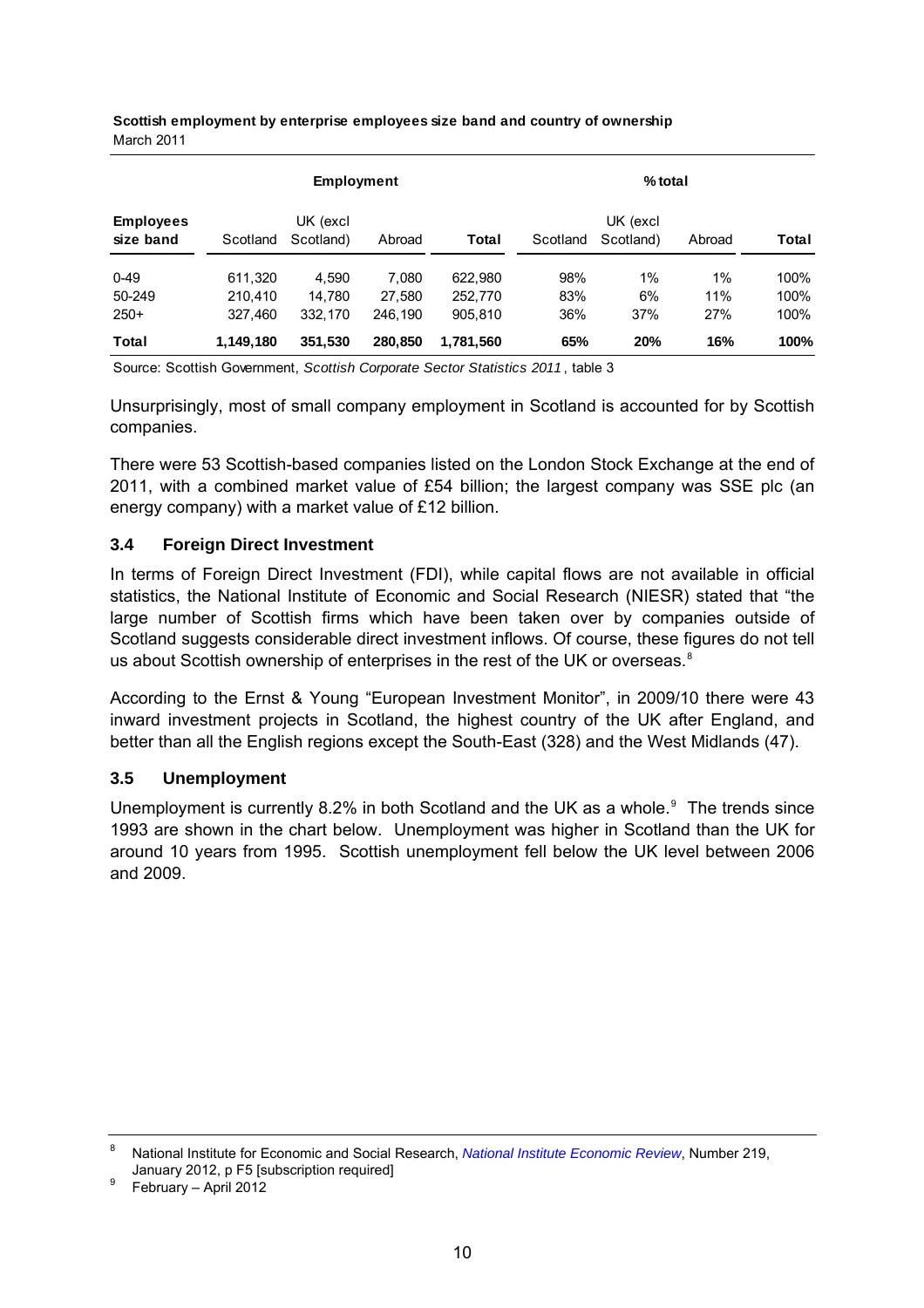**Scottish employment by enterprise employees size band and country of ownership**
March 2011

| | Employment | | | | % total | | | |
|---|---|---|---|---|---|---|---|---|
| **Employees size band** | Scotland | UK (excl Scotland) | Abroad | **Total** | Scotland | UK (excl Scotland) | Abroad | **Total** |
| 0-49 | 611,320 | 4,590 | 7,080 | 622,980 | 98% | 1% | 1% | 100% |
| 50-249 | 210,410 | 14,780 | 27,580 | 252,770 | 83% | 6% | 11% | 100% |
| 250+ | 327,460 | 332,170 | 246,190 | 905,810 | 36% | 37% | 27% | 100% |
| **Total** | **1,149,180** | **351,530** | **280,850** | **1,781,560** | **65%** | **20%** | **16%** | **100%** |

Source: Scottish Government, *Scottish Corporate Sector Statistics 2011*, table 3

Unsurprisingly, most of small company employment in Scotland is accounted for by Scottish companies.

There were 53 Scottish-based companies listed on the London Stock Exchange at the end of 2011, with a combined market value of £54 billion; the largest company was SSE plc (an energy company) with a market value of £12 billion.

### 3.4 Foreign Direct Investment

In terms of Foreign Direct Investment (FDI), while capital flows are not available in official statistics, the National Institute of Economic and Social Research (NIESR) stated that "the large number of Scottish firms which have been taken over by companies outside of Scotland suggests considerable direct investment inflows. Of course, these figures do not tell us about Scottish ownership of enterprises in the rest of the UK or overseas.[8]

According to the Ernst & Young "European Investment Monitor", in 2009/10 there were 43 inward investment projects in Scotland, the highest country of the UK after England, and better than all the English regions except the South-East (328) and the West Midlands (47).

### 3.5 Unemployment

Unemployment is currently 8.2% in both Scotland and the UK as a whole.[9] The trends since 1993 are shown in the chart below. Unemployment was higher in Scotland than the UK for around 10 years from 1995. Scottish unemployment fell below the UK level between 2006 and 2009.

---

[8] National Institute for Economic and Social Research, *National Institute Economic Review*, Number 219, January 2012, p F5 [subscription required]

[9] February – April 2012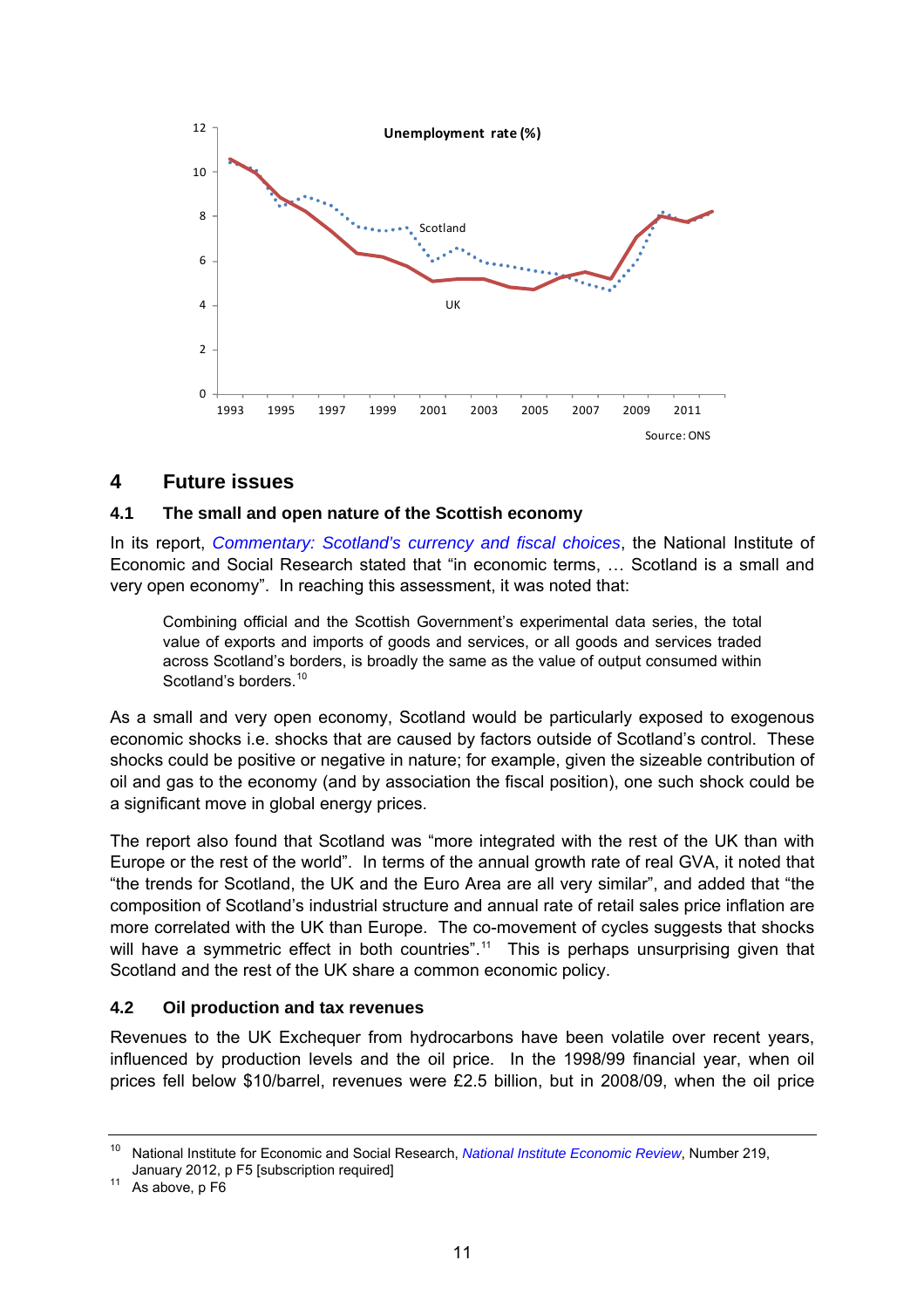Unemployment rate (%)

Source: ONS

## 4 Future issues

### 4.1 The small and open nature of the Scottish economy

In its report, *Commentary: Scotland's currency and fiscal choices*, the National Institute of Economic and Social Research stated that "in economic terms, … Scotland is a small and very open economy". In reaching this assessment, it was noted that:

> Combining official and the Scottish Government's experimental data series, the total value of exports and imports of goods and services, or all goods and services traded across Scotland's borders, is broadly the same as the value of output consumed within Scotland's borders.[10]

As a small and very open economy, Scotland would be particularly exposed to exogenous economic shocks i.e. shocks that are caused by factors outside of Scotland's control. These shocks could be positive or negative in nature; for example, given the sizeable contribution of oil and gas to the economy (and by association the fiscal position), one such shock could be a significant move in global energy prices.

The report also found that Scotland was "more integrated with the rest of the UK than with Europe or the rest of the world". In terms of the annual growth rate of real GVA, it noted that "the trends for Scotland, the UK and the Euro Area are all very similar", and added that "the composition of Scotland's industrial structure and annual rate of retail sales price inflation are more correlated with the UK than Europe. The co-movement of cycles suggests that shocks will have a symmetric effect in both countries".[11] This is perhaps unsurprising given that Scotland and the rest of the UK share a common economic policy.

### 4.2 Oil production and tax revenues

Revenues to the UK Exchequer from hydrocarbons have been volatile over recent years, influenced by production levels and the oil price. In the 1998/99 financial year, when oil prices fell below $10/barrel, revenues were £2.5 billion, but in 2008/09, when the oil price

---

[10] National Institute for Economic and Social Research, *National Institute Economic Review*, Number 219, January 2012, p F5 [subscription required]

[11] As above, p F6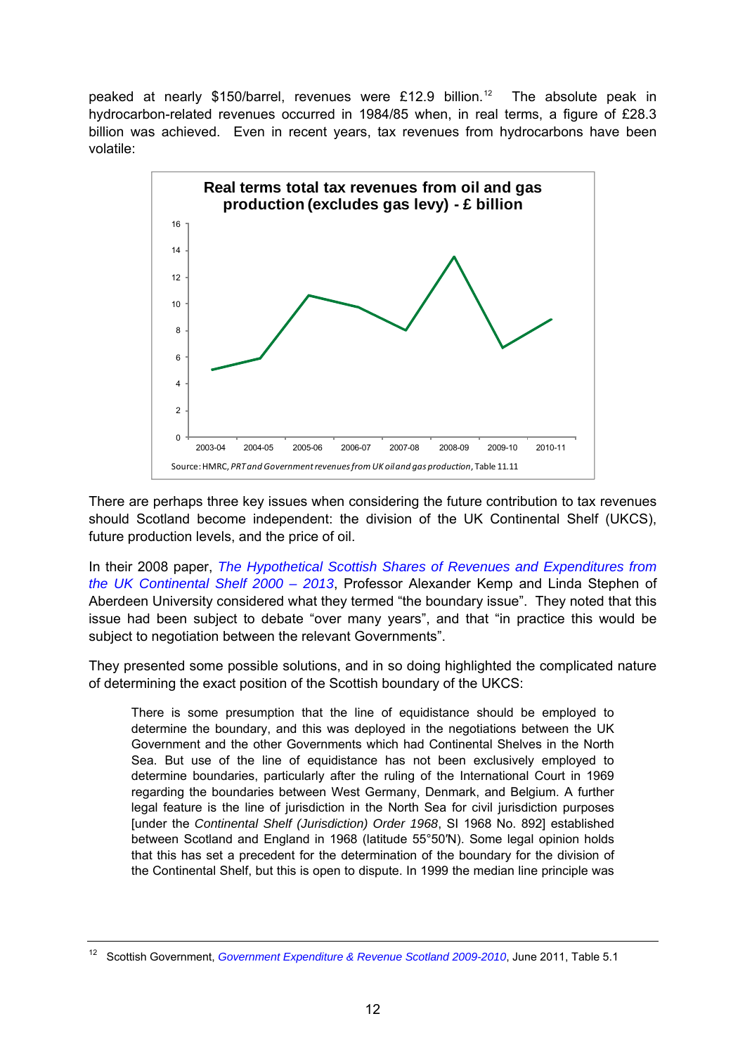peaked at nearly $150/barrel, revenues were £12.9 billion.[12] The absolute peak in hydrocarbon-related revenues occurred in 1984/85 when, in real terms, a figure of £28.3 billion was achieved. Even in recent years, tax revenues from hydrocarbons have been volatile:

**Real terms total tax revenues from oil and gas production (excludes gas levy) - £ billion**

Source: HMRC, *PRT and Government revenues from UK oil and gas production*, Table 11.11

There are perhaps three key issues when considering the future contribution to tax revenues should Scotland become independent: the division of the UK Continental Shelf (UKCS), future production levels, and the price of oil.

In their 2008 paper, *The Hypothetical Scottish Shares of Revenues and Expenditures from the UK Continental Shelf 2000 – 2013*, Professor Alexander Kemp and Linda Stephen of Aberdeen University considered what they termed "the boundary issue". They noted that this issue had been subject to debate "over many years", and that "in practice this would be subject to negotiation between the relevant Governments".

They presented some possible solutions, and in so doing highlighted the complicated nature of determining the exact position of the Scottish boundary of the UKCS:

> There is some presumption that the line of equidistance should be employed to determine the boundary, and this was deployed in the negotiations between the UK Government and the other Governments which had Continental Shelves in the North Sea. But use of the line of equidistance has not been exclusively employed to determine boundaries, particularly after the ruling of the International Court in 1969 regarding the boundaries between West Germany, Denmark, and Belgium. A further legal feature is the line of jurisdiction in the North Sea for civil jurisdiction purposes [under the *Continental Shelf (Jurisdiction) Order 1968*, SI 1968 No. 892] established between Scotland and England in 1968 (latitude 55°50′N). Some legal opinion holds that this has set a precedent for the determination of the boundary for the division of the Continental Shelf, but this is open to dispute. In 1999 the median line principle was

---

[12] Scottish Government, *Government Expenditure & Revenue Scotland 2009-2010*, June 2011, Table 5.1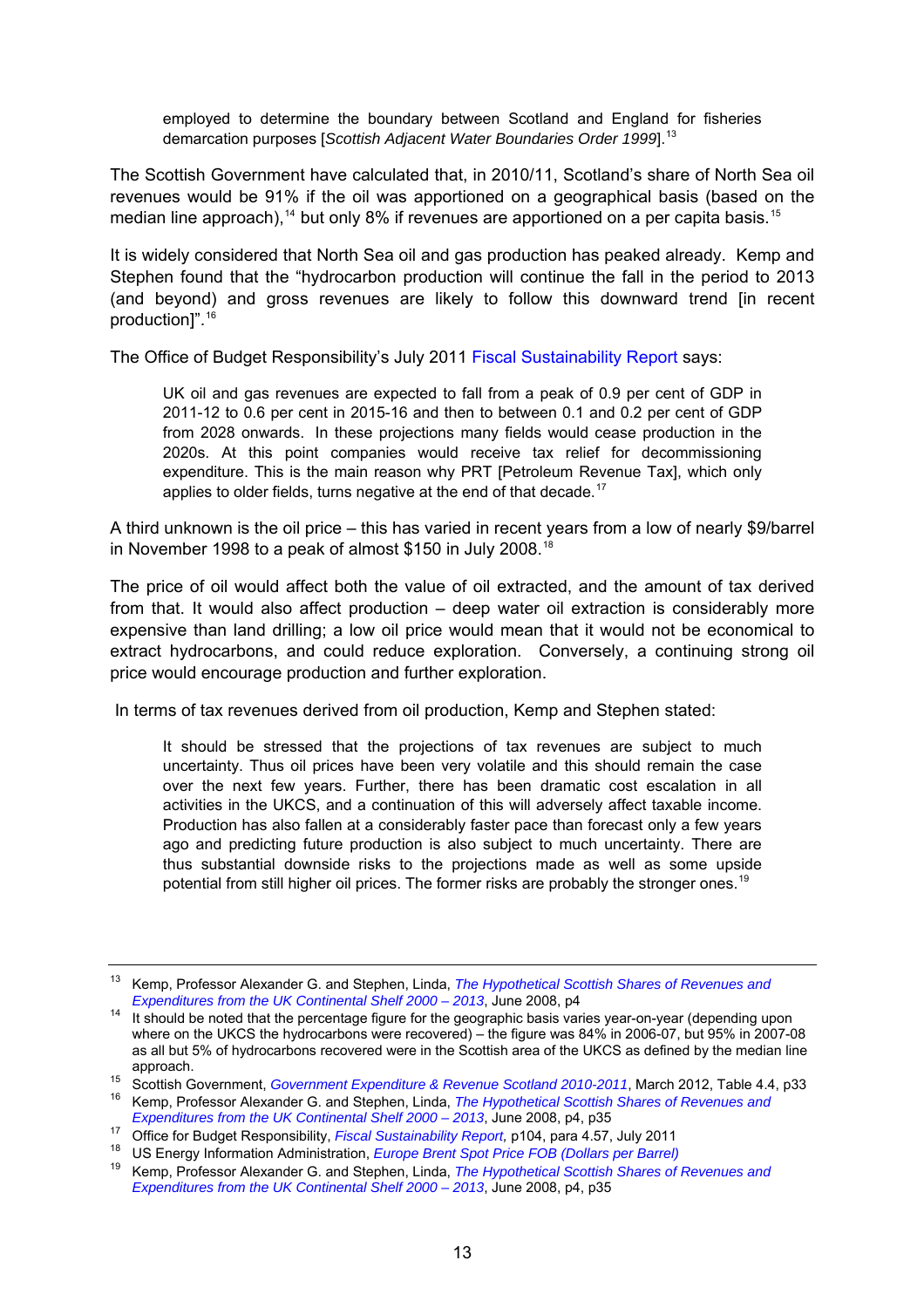> employed to determine the boundary between Scotland and England for fisheries demarcation purposes [*Scottish Adjacent Water Boundaries Order 1999*].[13]

The Scottish Government have calculated that, in 2010/11, Scotland's share of North Sea oil revenues would be 91% if the oil was apportioned on a geographical basis (based on the median line approach),[14] but only 8% if revenues are apportioned on a per capita basis.[15]

It is widely considered that North Sea oil and gas production has peaked already. Kemp and Stephen found that the "hydrocarbon production will continue the fall in the period to 2013 (and beyond) and gross revenues are likely to follow this downward trend [in recent production]".[16]

The Office of Budget Responsibility's July 2011 Fiscal Sustainability Report says:

> UK oil and gas revenues are expected to fall from a peak of 0.9 per cent of GDP in 2011-12 to 0.6 per cent in 2015-16 and then to between 0.1 and 0.2 per cent of GDP from 2028 onwards. In these projections many fields would cease production in the 2020s. At this point companies would receive tax relief for decommissioning expenditure. This is the main reason why PRT [Petroleum Revenue Tax], which only applies to older fields, turns negative at the end of that decade.[17]

A third unknown is the oil price – this has varied in recent years from a low of nearly $9/barrel in November 1998 to a peak of almost $150 in July 2008.[18]

The price of oil would affect both the value of oil extracted, and the amount of tax derived from that. It would also affect production – deep water oil extraction is considerably more expensive than land drilling; a low oil price would mean that it would not be economical to extract hydrocarbons, and could reduce exploration. Conversely, a continuing strong oil price would encourage production and further exploration.

In terms of tax revenues derived from oil production, Kemp and Stephen stated:

> It should be stressed that the projections of tax revenues are subject to much uncertainty. Thus oil prices have been very volatile and this should remain the case over the next few years. Further, there has been dramatic cost escalation in all activities in the UKCS, and a continuation of this will adversely affect taxable income. Production has also fallen at a considerably faster pace than forecast only a few years ago and predicting future production is also subject to much uncertainty. There are thus substantial downside risks to the projections made as well as some upside potential from still higher oil prices. The former risks are probably the stronger ones.[19]

---

[13] Kemp, Professor Alexander G. and Stephen, Linda, *The Hypothetical Scottish Shares of Revenues and Expenditures from the UK Continental Shelf 2000 – 2013*, June 2008, p4

[14] It should be noted that the percentage figure for the geographic basis varies year-on-year (depending upon where on the UKCS the hydrocarbons were recovered) – the figure was 84% in 2006-07, but 95% in 2007-08 as all but 5% of hydrocarbons recovered were in the Scottish area of the UKCS as defined by the median line approach.

[15] Scottish Government, *Government Expenditure & Revenue Scotland 2010-2011*, March 2012, Table 4.4, p33

[16] Kemp, Professor Alexander G. and Stephen, Linda, *The Hypothetical Scottish Shares of Revenues and Expenditures from the UK Continental Shelf 2000 – 2013*, June 2008, p4, p35

[17] Office for Budget Responsibility, *Fiscal Sustainability Report,* p104, para 4.57, July 2011

[18] US Energy Information Administration, *Europe Brent Spot Price FOB (Dollars per Barrel)*

[19] Kemp, Professor Alexander G. and Stephen, Linda, *The Hypothetical Scottish Shares of Revenues and Expenditures from the UK Continental Shelf 2000 – 2013*, June 2008, p4, p35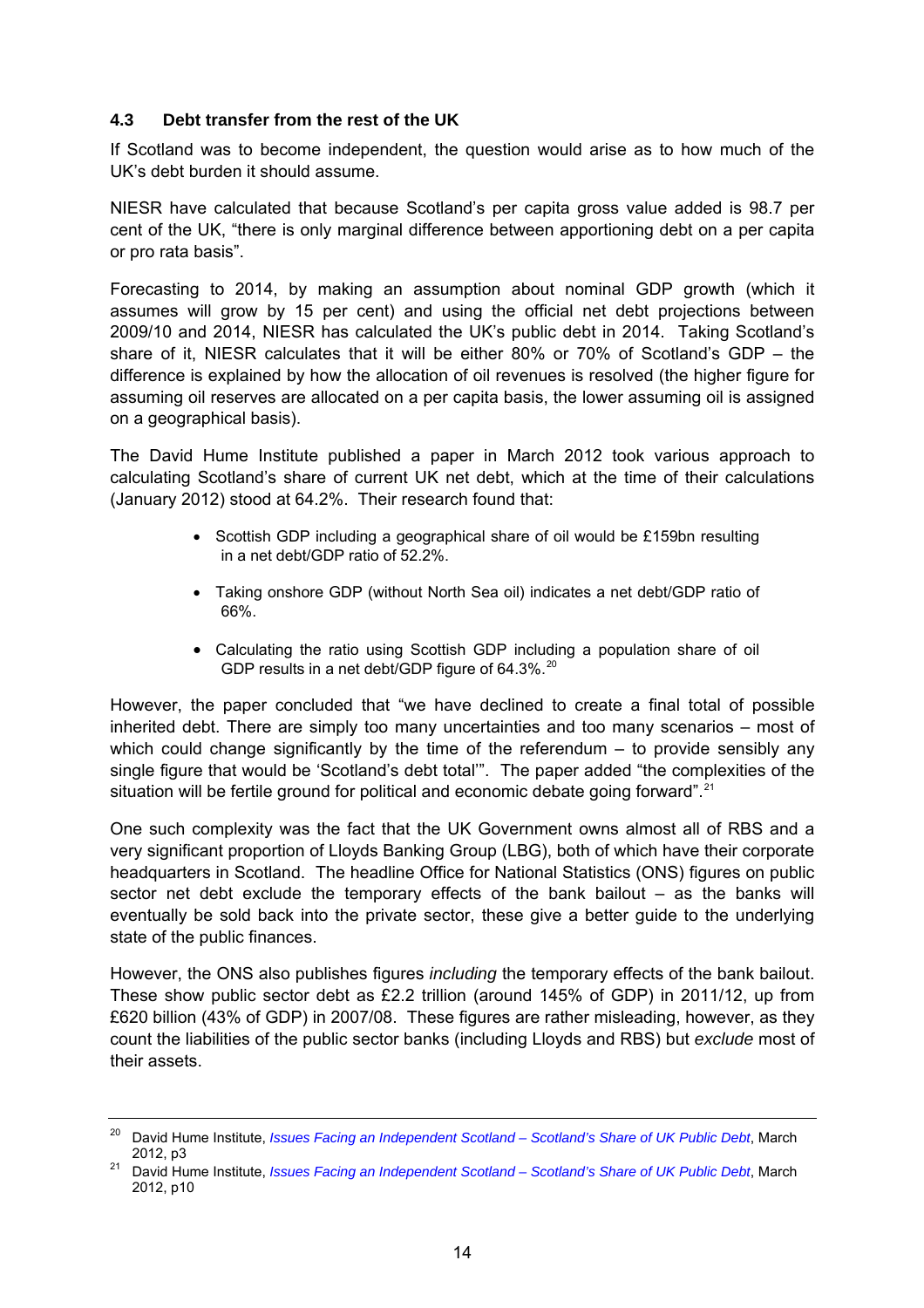### 4.3 Debt transfer from the rest of the UK

If Scotland was to become independent, the question would arise as to how much of the UK's debt burden it should assume.

NIESR have calculated that because Scotland's per capita gross value added is 98.7 per cent of the UK, "there is only marginal difference between apportioning debt on a per capita or pro rata basis".

Forecasting to 2014, by making an assumption about nominal GDP growth (which it assumes will grow by 15 per cent) and using the official net debt projections between 2009/10 and 2014, NIESR has calculated the UK's public debt in 2014. Taking Scotland's share of it, NIESR calculates that it will be either 80% or 70% of Scotland's GDP – the difference is explained by how the allocation of oil revenues is resolved (the higher figure for assuming oil reserves are allocated on a per capita basis, the lower assuming oil is assigned on a geographical basis).

The David Hume Institute published a paper in March 2012 took various approach to calculating Scotland's share of current UK net debt, which at the time of their calculations (January 2012) stood at 64.2%. Their research found that:

- Scottish GDP including a geographical share of oil would be £159bn resulting in a net debt/GDP ratio of 52.2%.
- Taking onshore GDP (without North Sea oil) indicates a net debt/GDP ratio of 66%.
- Calculating the ratio using Scottish GDP including a population share of oil GDP results in a net debt/GDP figure of 64.3%.[20]

However, the paper concluded that "we have declined to create a final total of possible inherited debt. There are simply too many uncertainties and too many scenarios – most of which could change significantly by the time of the referendum – to provide sensibly any single figure that would be 'Scotland's debt total'". The paper added "the complexities of the situation will be fertile ground for political and economic debate going forward".[21]

One such complexity was the fact that the UK Government owns almost all of RBS and a very significant proportion of Lloyds Banking Group (LBG), both of which have their corporate headquarters in Scotland. The headline Office for National Statistics (ONS) figures on public sector net debt exclude the temporary effects of the bank bailout – as the banks will eventually be sold back into the private sector, these give a better guide to the underlying state of the public finances.

However, the ONS also publishes figures *including* the temporary effects of the bank bailout. These show public sector debt as £2.2 trillion (around 145% of GDP) in 2011/12, up from £620 billion (43% of GDP) in 2007/08. These figures are rather misleading, however, as they count the liabilities of the public sector banks (including Lloyds and RBS) but *exclude* most of their assets.

---

[20] David Hume Institute, *Issues Facing an Independent Scotland – Scotland's Share of UK Public Debt*, March 2012, p3

[21] David Hume Institute, *Issues Facing an Independent Scotland – Scotland's Share of UK Public Debt*, March 2012, p10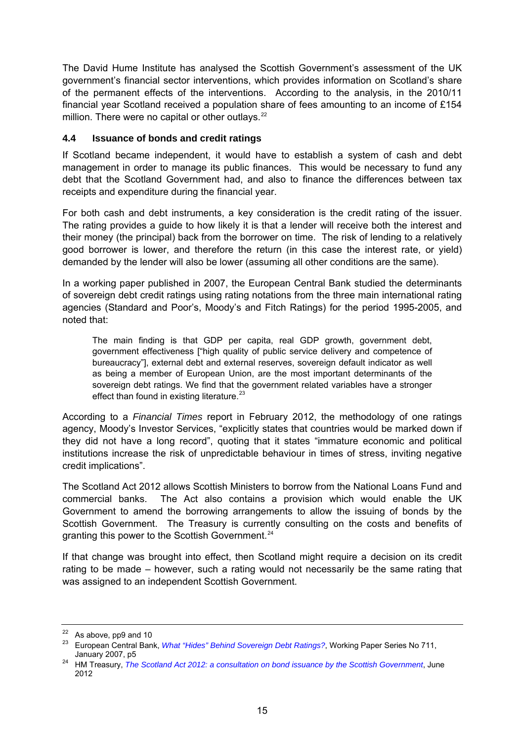The David Hume Institute has analysed the Scottish Government's assessment of the UK government's financial sector interventions, which provides information on Scotland's share of the permanent effects of the interventions. According to the analysis, in the 2010/11 financial year Scotland received a population share of fees amounting to an income of £154 million. There were no capital or other outlays.[22]

### 4.4 Issuance of bonds and credit ratings

If Scotland became independent, it would have to establish a system of cash and debt management in order to manage its public finances. This would be necessary to fund any debt that the Scotland Government had, and also to finance the differences between tax receipts and expenditure during the financial year.

For both cash and debt instruments, a key consideration is the credit rating of the issuer. The rating provides a guide to how likely it is that a lender will receive both the interest and their money (the principal) back from the borrower on time. The risk of lending to a relatively good borrower is lower, and therefore the return (in this case the interest rate, or yield) demanded by the lender will also be lower (assuming all other conditions are the same).

In a working paper published in 2007, the European Central Bank studied the determinants of sovereign debt credit ratings using rating notations from the three main international rating agencies (Standard and Poor's, Moody's and Fitch Ratings) for the period 1995-2005, and noted that:

> The main finding is that GDP per capita, real GDP growth, government debt, government effectiveness ["high quality of public service delivery and competence of bureaucracy"], external debt and external reserves, sovereign default indicator as well as being a member of European Union, are the most important determinants of the sovereign debt ratings. We find that the government related variables have a stronger effect than found in existing literature.[23]

According to a *Financial Times* report in February 2012, the methodology of one ratings agency, Moody's Investor Services, "explicitly states that countries would be marked down if they did not have a long record", quoting that it states "immature economic and political institutions increase the risk of unpredictable behaviour in times of stress, inviting negative credit implications".

The Scotland Act 2012 allows Scottish Ministers to borrow from the National Loans Fund and commercial banks. The Act also contains a provision which would enable the UK Government to amend the borrowing arrangements to allow the issuing of bonds by the Scottish Government. The Treasury is currently consulting on the costs and benefits of granting this power to the Scottish Government.[24]

If that change was brought into effect, then Scotland might require a decision on its credit rating to be made – however, such a rating would not necessarily be the same rating that was assigned to an independent Scottish Government.

---

[22] As above, pp9 and 10

[23] European Central Bank, *What "Hides" Behind Sovereign Debt Ratings?*, Working Paper Series No 711, January 2007, p5

[24] HM Treasury, *The Scotland Act 2012: a consultation on bond issuance by the Scottish Government*, June 2012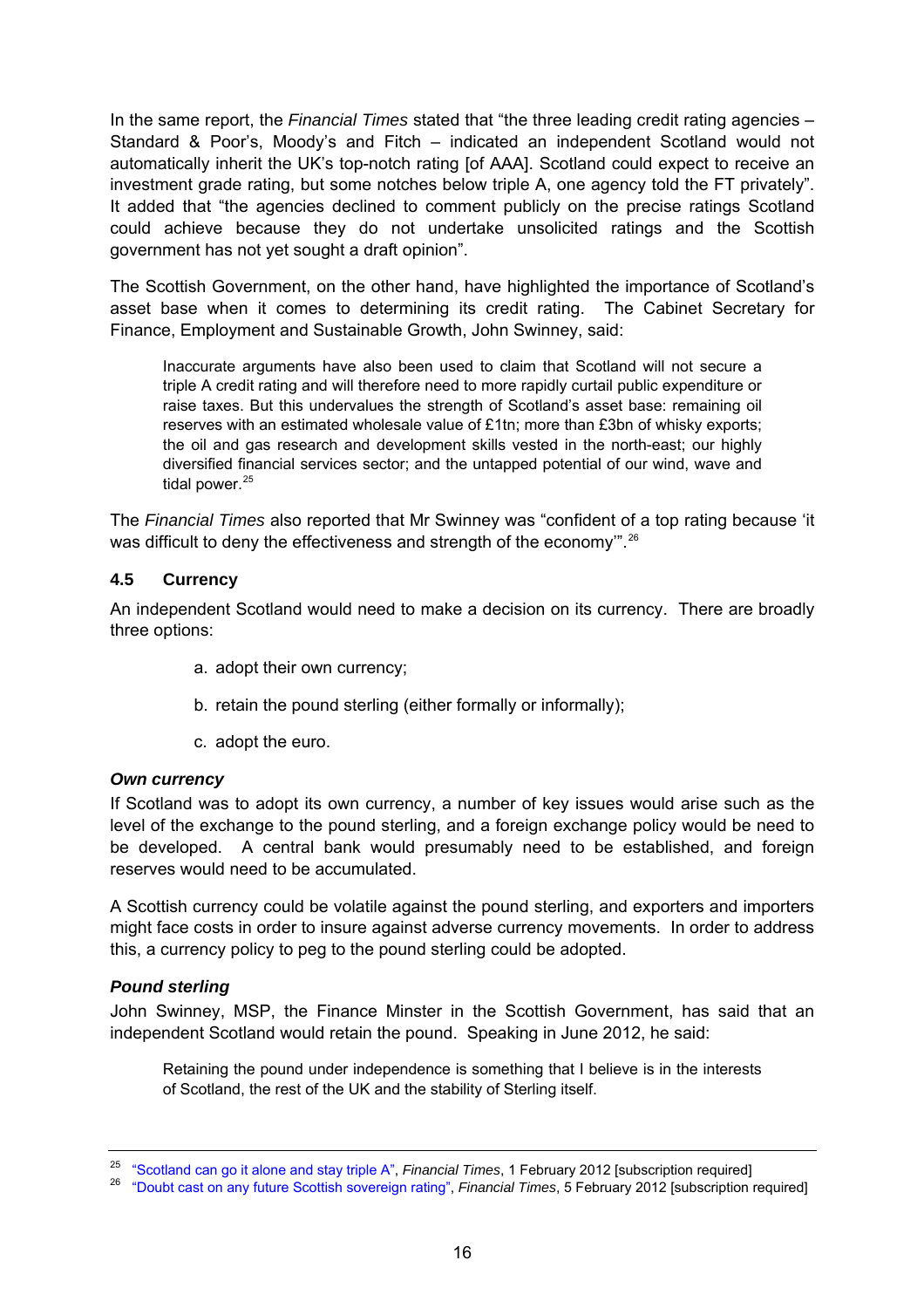In the same report, the *Financial Times* stated that "the three leading credit rating agencies – Standard & Poor's, Moody's and Fitch – indicated an independent Scotland would not automatically inherit the UK's top-notch rating [of AAA]. Scotland could expect to receive an investment grade rating, but some notches below triple A, one agency told the FT privately". It added that "the agencies declined to comment publicly on the precise ratings Scotland could achieve because they do not undertake unsolicited ratings and the Scottish government has not yet sought a draft opinion".

The Scottish Government, on the other hand, have highlighted the importance of Scotland's asset base when it comes to determining its credit rating. The Cabinet Secretary for Finance, Employment and Sustainable Growth, John Swinney, said:

> Inaccurate arguments have also been used to claim that Scotland will not secure a triple A credit rating and will therefore need to more rapidly curtail public expenditure or raise taxes. But this undervalues the strength of Scotland's asset base: remaining oil reserves with an estimated wholesale value of £1tn; more than £3bn of whisky exports; the oil and gas research and development skills vested in the north-east; our highly diversified financial services sector; and the untapped potential of our wind, wave and tidal power.[25]

The *Financial Times* also reported that Mr Swinney was "confident of a top rating because 'it was difficult to deny the effectiveness and strength of the economy'".[26]

### 4.5 Currency

An independent Scotland would need to make a decision on its currency. There are broadly three options:

a. adopt their own currency;

b. retain the pound sterling (either formally or informally);

c. adopt the euro.

***Own currency***

If Scotland was to adopt its own currency, a number of key issues would arise such as the level of the exchange to the pound sterling, and a foreign exchange policy would be need to be developed. A central bank would presumably need to be established, and foreign reserves would need to be accumulated.

A Scottish currency could be volatile against the pound sterling, and exporters and importers might face costs in order to insure against adverse currency movements. In order to address this, a currency policy to peg to the pound sterling could be adopted.

***Pound sterling***

John Swinney, MSP, the Finance Minster in the Scottish Government, has said that an independent Scotland would retain the pound. Speaking in June 2012, he said:

> Retaining the pound under independence is something that I believe is in the interests of Scotland, the rest of the UK and the stability of Sterling itself.

---

[25] "Scotland can go it alone and stay triple A", *Financial Times*, 1 February 2012 [subscription required]

[26] "Doubt cast on any future Scottish sovereign rating", *Financial Times*, 5 February 2012 [subscription required]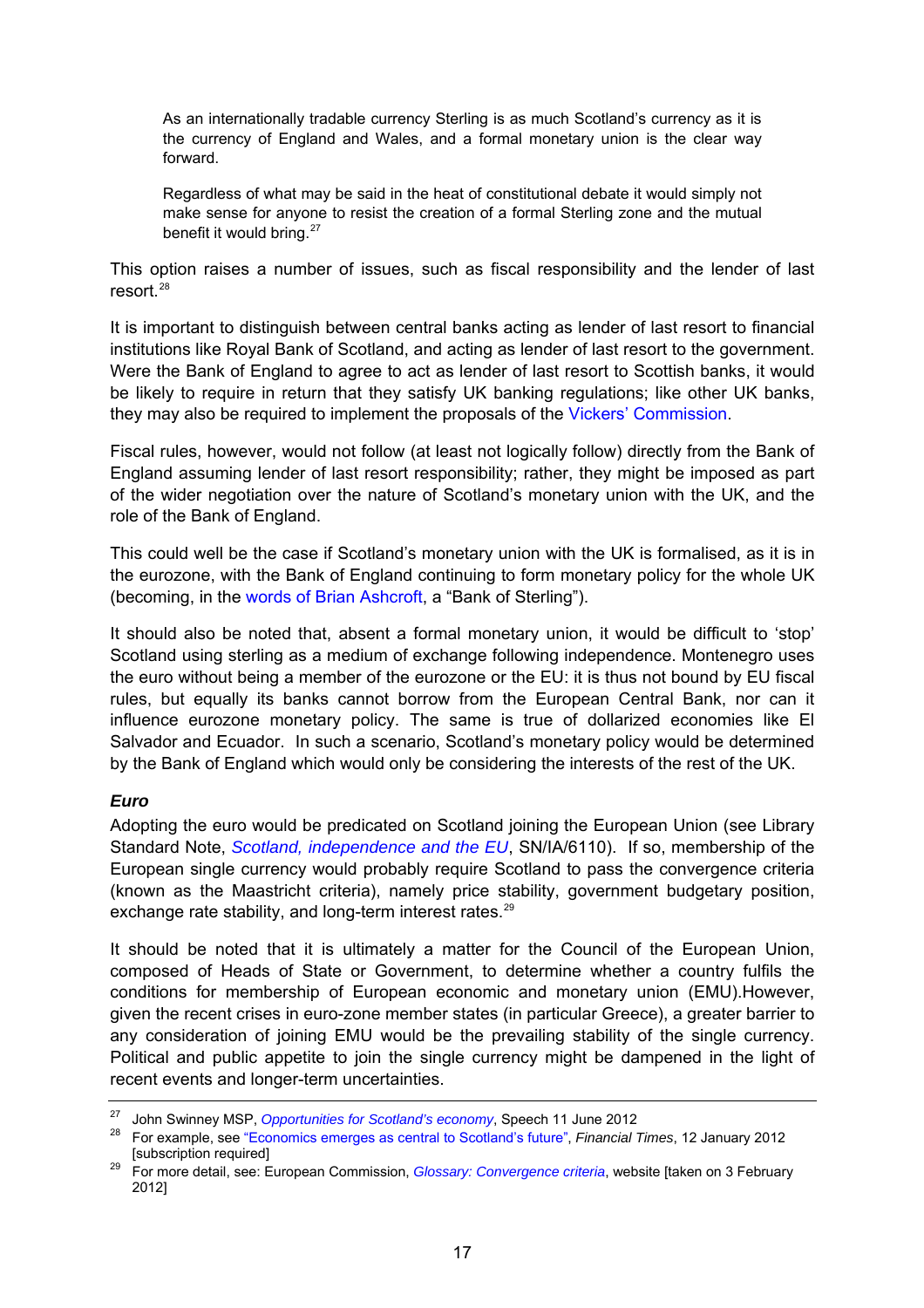> As an internationally tradable currency Sterling is as much Scotland's currency as it is the currency of England and Wales, and a formal monetary union is the clear way forward.
>
> Regardless of what may be said in the heat of constitutional debate it would simply not make sense for anyone to resist the creation of a formal Sterling zone and the mutual benefit it would bring.[27]

This option raises a number of issues, such as fiscal responsibility and the lender of last resort.[28]

It is important to distinguish between central banks acting as lender of last resort to financial institutions like Royal Bank of Scotland, and acting as lender of last resort to the government. Were the Bank of England to agree to act as lender of last resort to Scottish banks, it would be likely to require in return that they satisfy UK banking regulations; like other UK banks, they may also be required to implement the proposals of the Vickers' Commission.

Fiscal rules, however, would not follow (at least not logically follow) directly from the Bank of England assuming lender of last resort responsibility; rather, they might be imposed as part of the wider negotiation over the nature of Scotland's monetary union with the UK, and the role of the Bank of England.

This could well be the case if Scotland's monetary union with the UK is formalised, as it is in the eurozone, with the Bank of England continuing to form monetary policy for the whole UK (becoming, in the words of Brian Ashcroft, a "Bank of Sterling").

It should also be noted that, absent a formal monetary union, it would be difficult to 'stop' Scotland using sterling as a medium of exchange following independence. Montenegro uses the euro without being a member of the eurozone or the EU: it is thus not bound by EU fiscal rules, but equally its banks cannot borrow from the European Central Bank, nor can it influence eurozone monetary policy. The same is true of dollarized economies like El Salvador and Ecuador. In such a scenario, Scotland's monetary policy would be determined by the Bank of England which would only be considering the interests of the rest of the UK.

***Euro***

Adopting the euro would be predicated on Scotland joining the European Union (see Library Standard Note, *Scotland, independence and the EU*, SN/IA/6110). If so, membership of the European single currency would probably require Scotland to pass the convergence criteria (known as the Maastricht criteria), namely price stability, government budgetary position, exchange rate stability, and long-term interest rates.[29]

It should be noted that it is ultimately a matter for the Council of the European Union, composed of Heads of State or Government, to determine whether a country fulfils the conditions for membership of European economic and monetary union (EMU).However, given the recent crises in euro-zone member states (in particular Greece), a greater barrier to any consideration of joining EMU would be the prevailing stability of the single currency. Political and public appetite to join the single currency might be dampened in the light of recent events and longer-term uncertainties.

---

[27] John Swinney MSP, *Opportunities for Scotland's economy*, Speech 11 June 2012

[28] For example, see "Economics emerges as central to Scotland's future", *Financial Times*, 12 January 2012 [subscription required]

[29] For more detail, see: European Commission, *Glossary: Convergence criteria*, website [taken on 3 February 2012]